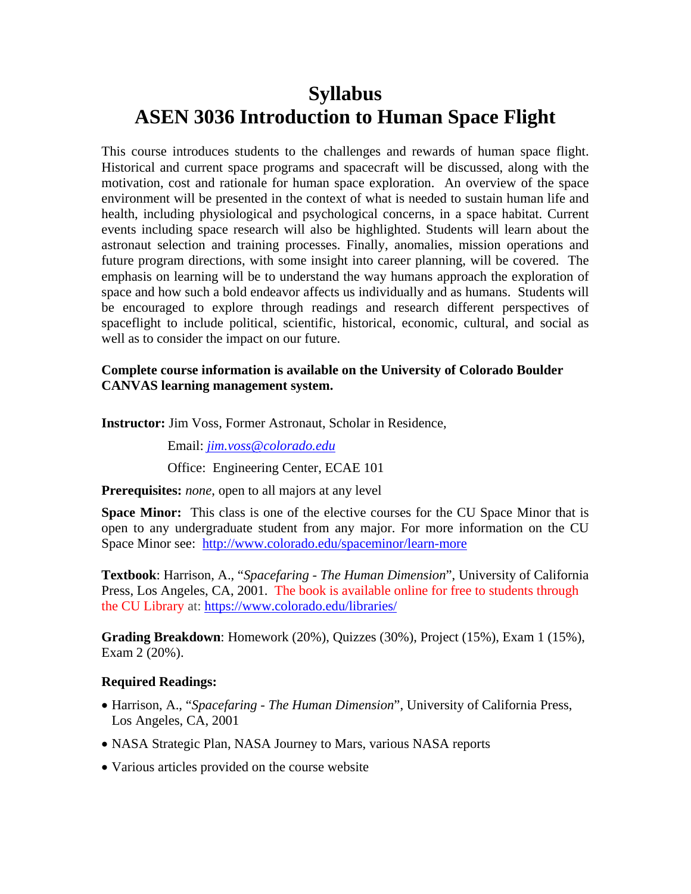# Syllabus
# ASEN 3036 Introduction to Human Space Flight

This course introduces students to the challenges and rewards of human space flight. Historical and current space programs and spacecraft will be discussed, along with the motivation, cost and rationale for human space exploration. An overview of the space environment will be presented in the context of what is needed to sustain human life and health, including physiological and psychological concerns, in a space habitat. Current events including space research will also be highlighted. Students will learn about the astronaut selection and training processes. Finally, anomalies, mission operations and future program directions, with some insight into career planning, will be covered. The emphasis on learning will be to understand the way humans approach the exploration of space and how such a bold endeavor affects us individually and as humans. Students will be encouraged to explore through readings and research different perspectives of spaceflight to include political, scientific, historical, economic, cultural, and social as well as to consider the impact on our future.

**Complete course information is available on the University of Colorado Boulder CANVAS learning management system.**

**Instructor:** Jim Voss, Former Astronaut, Scholar in Residence,

Email: *jim.voss@colorado.edu*

Office: Engineering Center, ECAE 101

**Prerequisites:** *none*, open to all majors at any level

**Space Minor:** This class is one of the elective courses for the CU Space Minor that is open to any undergraduate student from any major. For more information on the CU Space Minor see: http://www.colorado.edu/spaceminor/learn-more

**Textbook**: Harrison, A., "*Spacefaring - The Human Dimension*", University of California Press, Los Angeles, CA, 2001. The book is available online for free to students through the CU Library at: https://www.colorado.edu/libraries/

**Grading Breakdown**: Homework (20%), Quizzes (30%), Project (15%), Exam 1 (15%), Exam 2 (20%).

**Required Readings:**

- Harrison, A., "*Spacefaring - The Human Dimension*", University of California Press, Los Angeles, CA, 2001
- NASA Strategic Plan, NASA Journey to Mars, various NASA reports
- Various articles provided on the course website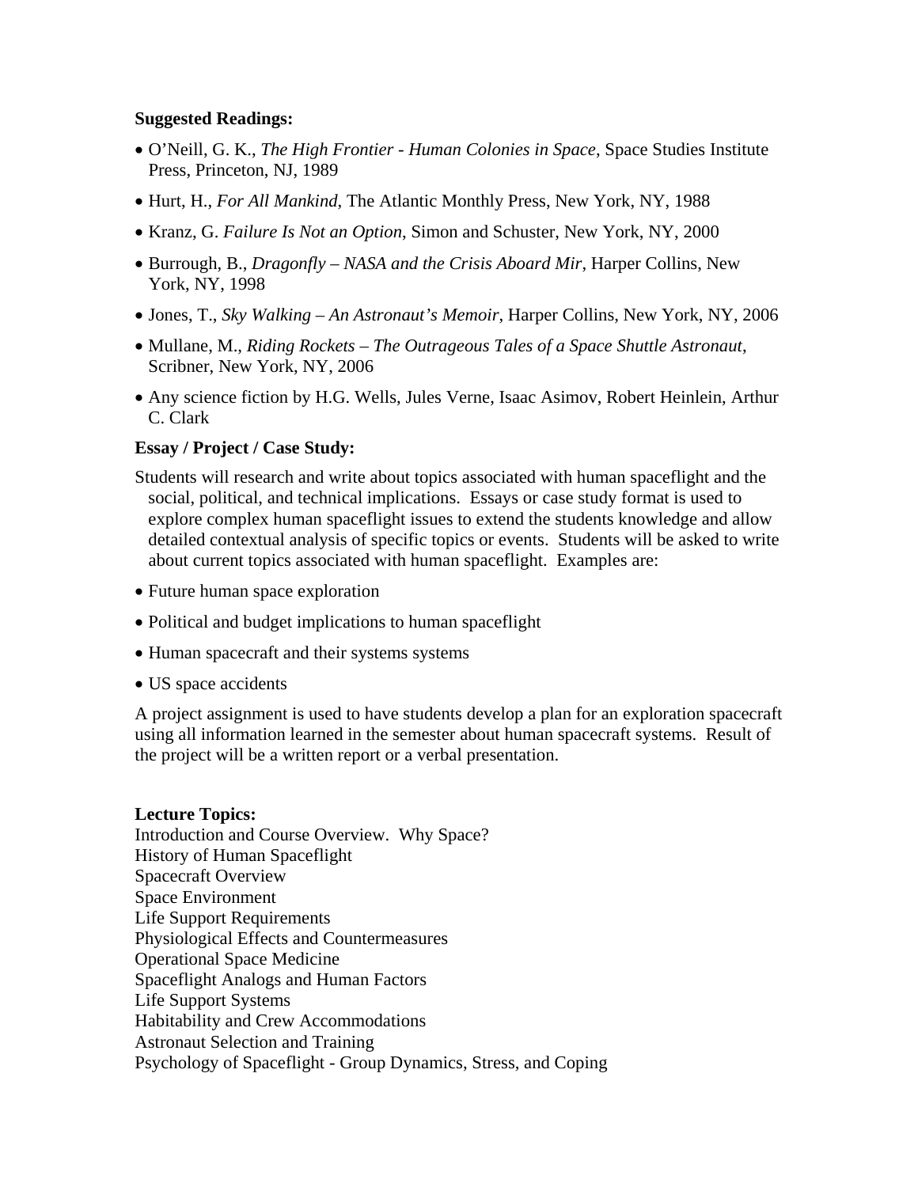**Suggested Readings:**

- O'Neill, G. K., *The High Frontier - Human Colonies in Space*, Space Studies Institute Press, Princeton, NJ, 1989
- Hurt, H., *For All Mankind*, The Atlantic Monthly Press, New York, NY, 1988
- Kranz, G. *Failure Is Not an Option*, Simon and Schuster, New York, NY, 2000
- Burrough, B., *Dragonfly – NASA and the Crisis Aboard Mir*, Harper Collins, New York, NY, 1998
- Jones, T., *Sky Walking – An Astronaut's Memoir*, Harper Collins, New York, NY, 2006
- Mullane, M., *Riding Rockets – The Outrageous Tales of a Space Shuttle Astronaut*, Scribner, New York, NY, 2006
- Any science fiction by H.G. Wells, Jules Verne, Isaac Asimov, Robert Heinlein, Arthur C. Clark

**Essay / Project / Case Study:**

Students will research and write about topics associated with human spaceflight and the social, political, and technical implications. Essays or case study format is used to explore complex human spaceflight issues to extend the students knowledge and allow detailed contextual analysis of specific topics or events. Students will be asked to write about current topics associated with human spaceflight. Examples are:

- Future human space exploration
- Political and budget implications to human spaceflight
- Human spacecraft and their systems systems
- US space accidents

A project assignment is used to have students develop a plan for an exploration spacecraft using all information learned in the semester about human spacecraft systems. Result of the project will be a written report or a verbal presentation.

**Lecture Topics:**

Introduction and Course Overview. Why Space?
History of Human Spaceflight
Spacecraft Overview
Space Environment
Life Support Requirements
Physiological Effects and Countermeasures
Operational Space Medicine
Spaceflight Analogs and Human Factors
Life Support Systems
Habitability and Crew Accommodations
Astronaut Selection and Training
Psychology of Spaceflight - Group Dynamics, Stress, and Coping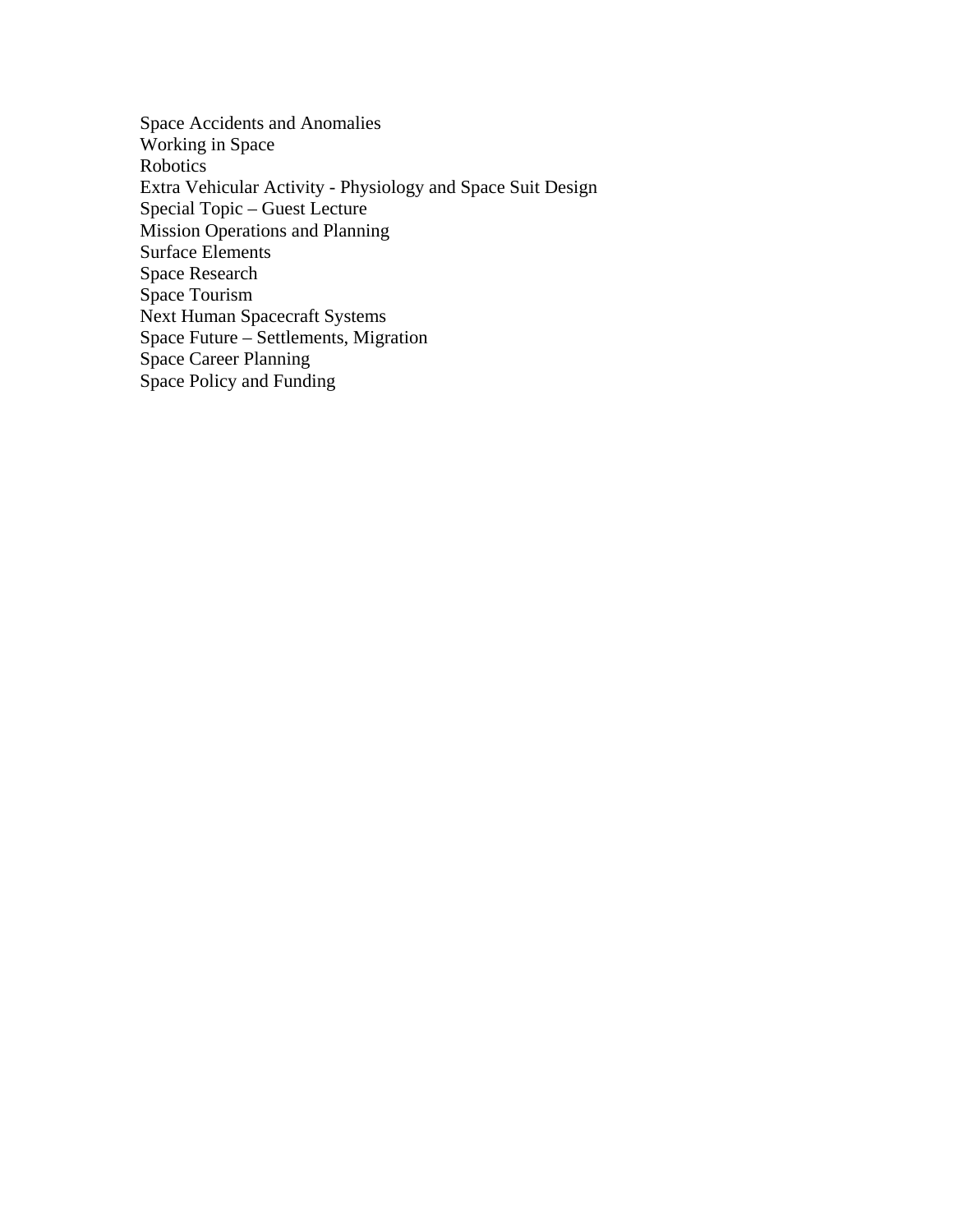Space Accidents and Anomalies
Working in Space
Robotics
Extra Vehicular Activity - Physiology and Space Suit Design
Special Topic – Guest Lecture
Mission Operations and Planning
Surface Elements
Space Research
Space Tourism
Next Human Spacecraft Systems
Space Future – Settlements, Migration
Space Career Planning
Space Policy and Funding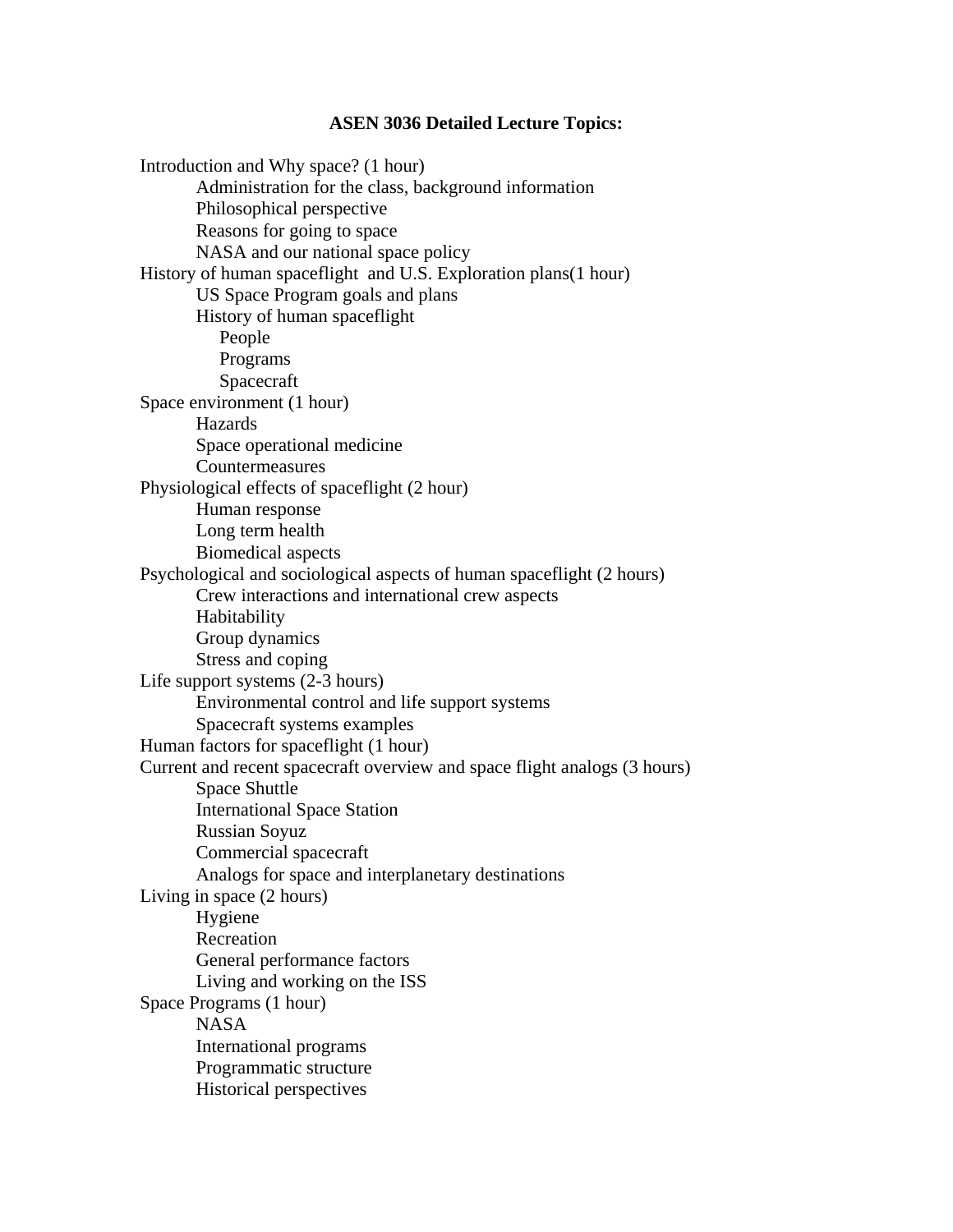**ASEN 3036 Detailed Lecture Topics:**

- Introduction and Why space? (1 hour)
  - Administration for the class, background information
  - Philosophical perspective
  - Reasons for going to space
  - NASA and our national space policy
- History of human spaceflight  and U.S. Exploration plans(1 hour)
  - US Space Program goals and plans
  - History of human spaceflight
    - People
    - Programs
    - Spacecraft
- Space environment (1 hour)
  - Hazards
  - Space operational medicine
  - Countermeasures
- Physiological effects of spaceflight (2 hour)
  - Human response
  - Long term health
  - Biomedical aspects
- Psychological and sociological aspects of human spaceflight (2 hours)
  - Crew interactions and international crew aspects
  - Habitability
  - Group dynamics
  - Stress and coping
- Life support systems (2-3 hours)
  - Environmental control and life support systems
  - Spacecraft systems examples
- Human factors for spaceflight (1 hour)
- Current and recent spacecraft overview and space flight analogs (3 hours)
  - Space Shuttle
  - International Space Station
  - Russian Soyuz
  - Commercial spacecraft
  - Analogs for space and interplanetary destinations
- Living in space (2 hours)
  - Hygiene
  - Recreation
  - General performance factors
  - Living and working on the ISS
- Space Programs (1 hour)
  - NASA
  - International programs
  - Programmatic structure
  - Historical perspectives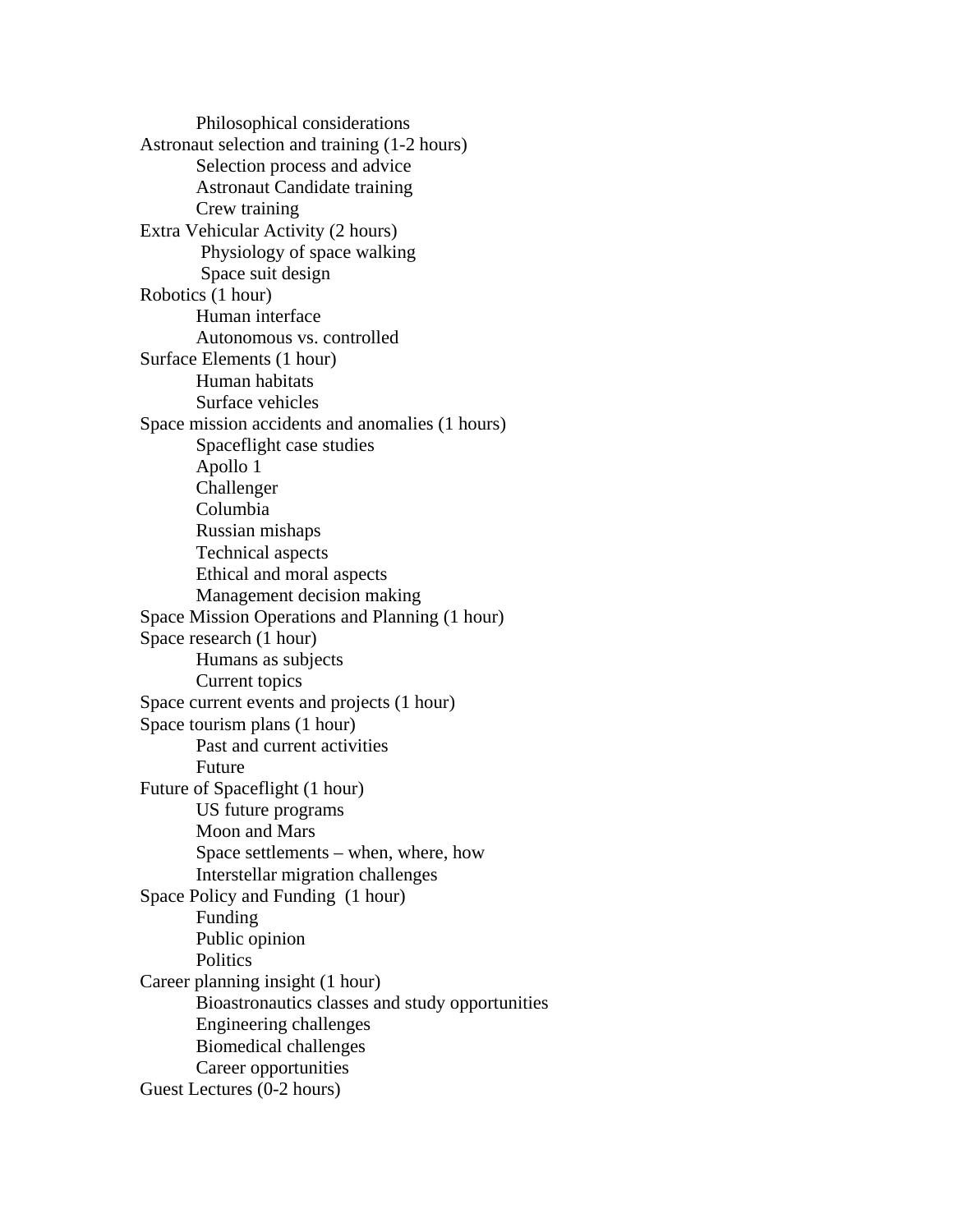- Philosophical considerations
- Astronaut selection and training (1-2 hours)
    - Selection process and advice
    - Astronaut Candidate training
    - Crew training
- Extra Vehicular Activity (2 hours)
    - Physiology of space walking
    - Space suit design
- Robotics (1 hour)
    - Human interface
    - Autonomous vs. controlled
- Surface Elements (1 hour)
    - Human habitats
    - Surface vehicles
- Space mission accidents and anomalies (1 hours)
    - Spaceflight case studies
    - Apollo 1
    - Challenger
    - Columbia
    - Russian mishaps
    - Technical aspects
    - Ethical and moral aspects
    - Management decision making
- Space Mission Operations and Planning (1 hour)
- Space research (1 hour)
    - Humans as subjects
    - Current topics
- Space current events and projects (1 hour)
- Space tourism plans (1 hour)
    - Past and current activities
    - Future
- Future of Spaceflight (1 hour)
    - US future programs
    - Moon and Mars
    - Space settlements – when, where, how
    - Interstellar migration challenges
- Space Policy and Funding (1 hour)
    - Funding
    - Public opinion
    - Politics
- Career planning insight (1 hour)
    - Bioastronautics classes and study opportunities
    - Engineering challenges
    - Biomedical challenges
    - Career opportunities
- Guest Lectures (0-2 hours)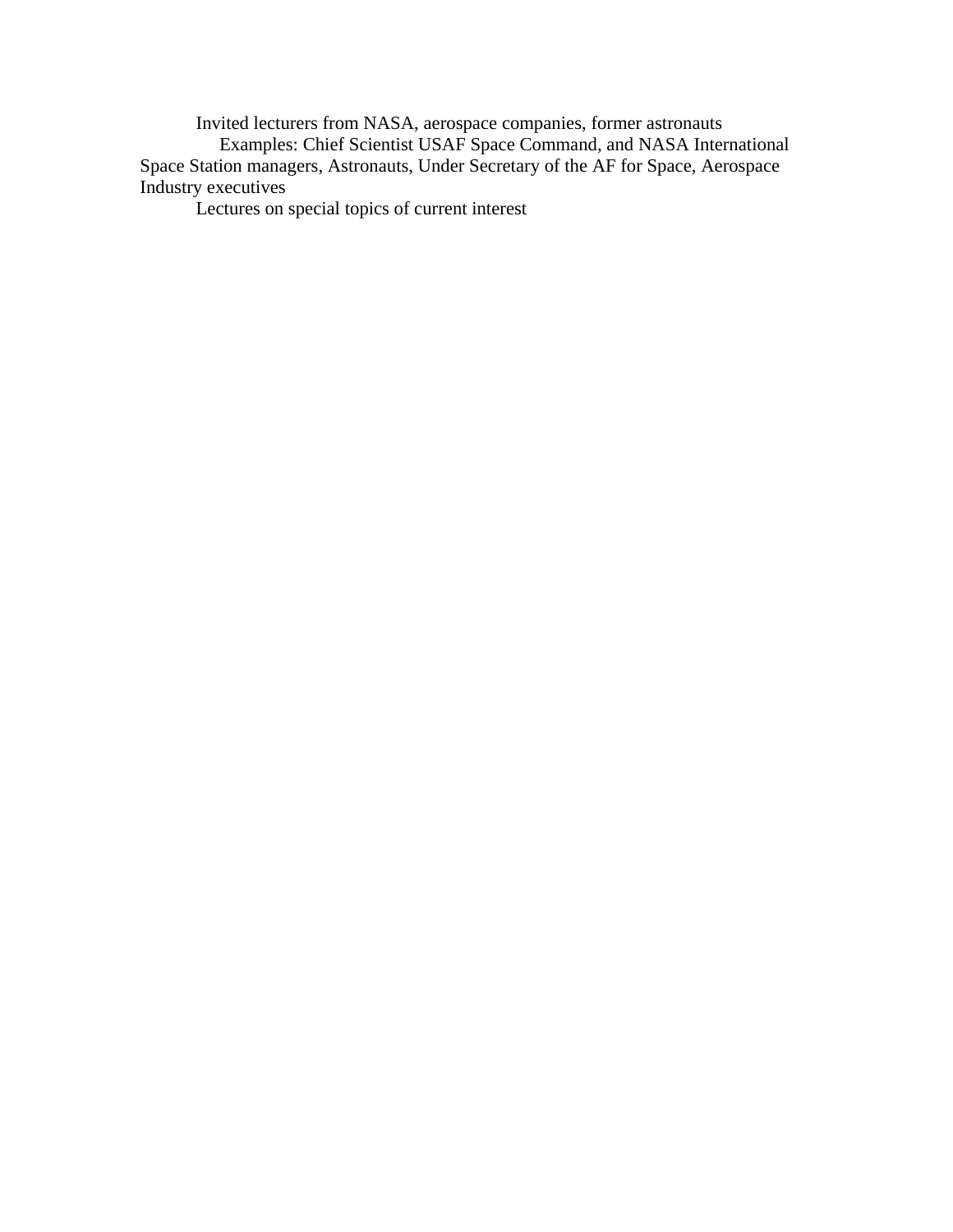Invited lecturers from NASA, aerospace companies, former astronauts

Examples: Chief Scientist USAF Space Command, and NASA International Space Station managers, Astronauts, Under Secretary of the AF for Space, Aerospace Industry executives

Lectures on special topics of current interest